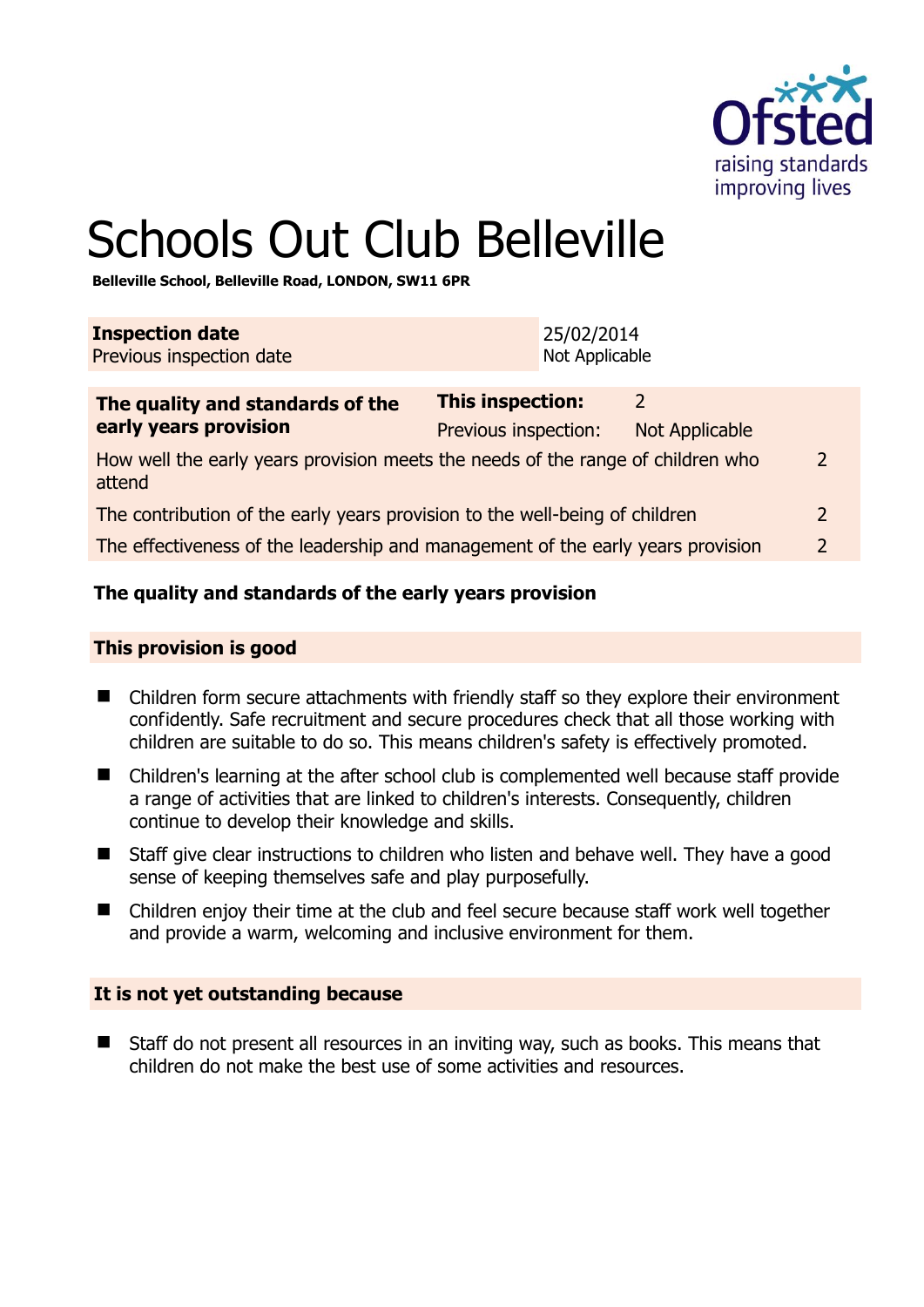# Schools Out Club Belleville

**Belleville School, Belleville Road, LONDON, SW11 6PR**

| **Inspection date** | 25/02/2014 |
|---|---|
| Previous inspection date | Not Applicable |

| **The quality and standards of the early years provision** | **This inspection:** | 2 | |
|---|---|---|---|
| | Previous inspection: | Not Applicable | |
| How well the early years provision meets the needs of the range of children who attend | | | 2 |
| The contribution of the early years provision to the well-being of children | | | 2 |
| The effectiveness of the leadership and management of the early years provision | | | 2 |

## The quality and standards of the early years provision

### This provision is good

- Children form secure attachments with friendly staff so they explore their environment confidently. Safe recruitment and secure procedures check that all those working with children are suitable to do so. This means children's safety is effectively promoted.
- Children's learning at the after school club is complemented well because staff provide a range of activities that are linked to children's interests. Consequently, children continue to develop their knowledge and skills.
- Staff give clear instructions to children who listen and behave well. They have a good sense of keeping themselves safe and play purposefully.
- Children enjoy their time at the club and feel secure because staff work well together and provide a warm, welcoming and inclusive environment for them.

### It is not yet outstanding because

- Staff do not present all resources in an inviting way, such as books. This means that children do not make the best use of some activities and resources.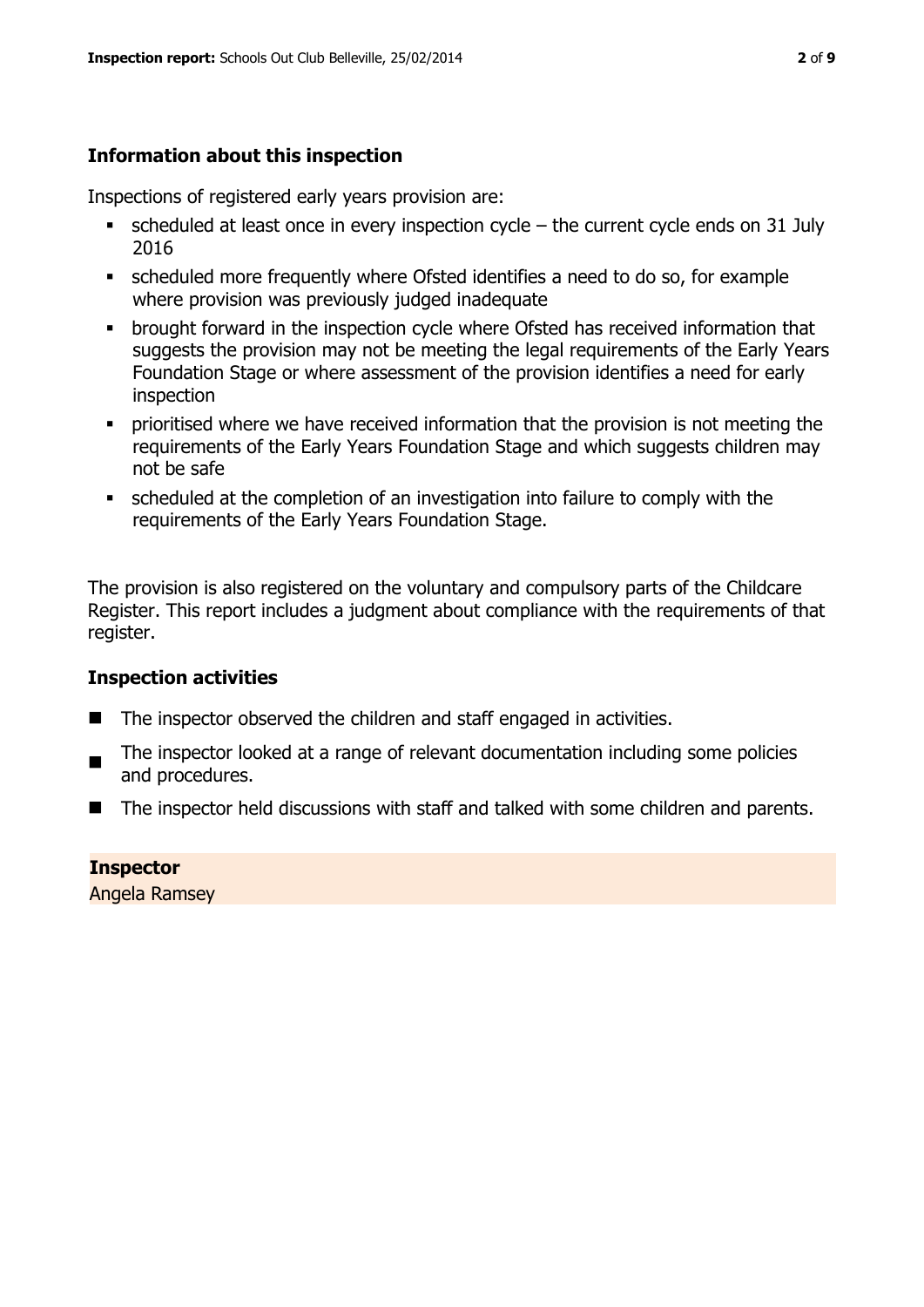## Information about this inspection

Inspections of registered early years provision are:

- scheduled at least once in every inspection cycle – the current cycle ends on 31 July 2016
- scheduled more frequently where Ofsted identifies a need to do so, for example where provision was previously judged inadequate
- brought forward in the inspection cycle where Ofsted has received information that suggests the provision may not be meeting the legal requirements of the Early Years Foundation Stage or where assessment of the provision identifies a need for early inspection
- prioritised where we have received information that the provision is not meeting the requirements of the Early Years Foundation Stage and which suggests children may not be safe
- scheduled at the completion of an investigation into failure to comply with the requirements of the Early Years Foundation Stage.

The provision is also registered on the voluntary and compulsory parts of the Childcare Register. This report includes a judgment about compliance with the requirements of that register.

## Inspection activities

- The inspector observed the children and staff engaged in activities.
- The inspector looked at a range of relevant documentation including some policies and procedures.
- The inspector held discussions with staff and talked with some children and parents.

**Inspector**
Angela Ramsey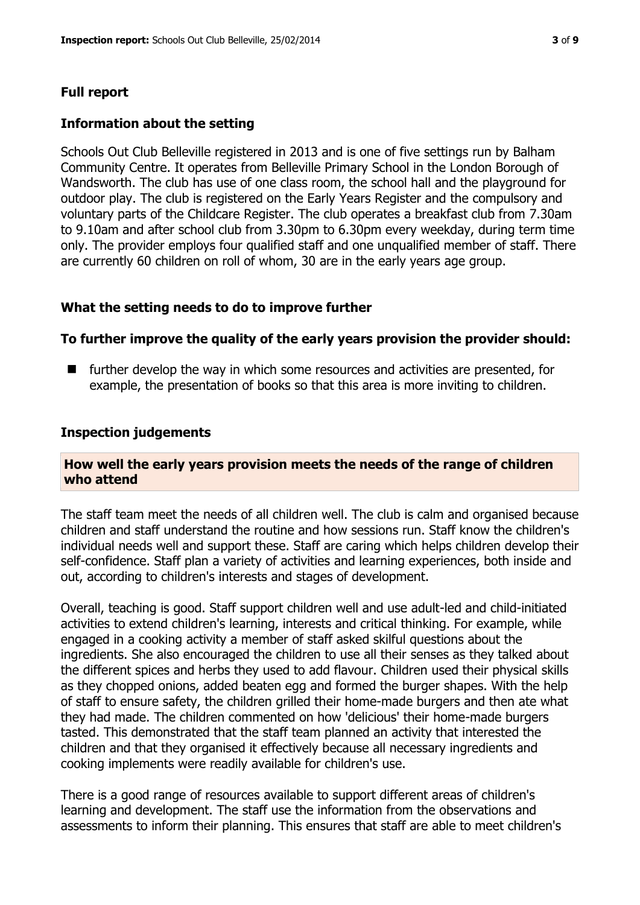## Full report

### Information about the setting

Schools Out Club Belleville registered in 2013 and is one of five settings run by Balham Community Centre. It operates from Belleville Primary School in the London Borough of Wandsworth. The club has use of one class room, the school hall and the playground for outdoor play. The club is registered on the Early Years Register and the compulsory and voluntary parts of the Childcare Register. The club operates a breakfast club from 7.30am to 9.10am and after school club from 3.30pm to 6.30pm every weekday, during term time only. The provider employs four qualified staff and one unqualified member of staff. There are currently 60 children on roll of whom, 30 are in the early years age group.

### What the setting needs to do to improve further

#### To further improve the quality of the early years provision the provider should:

- further develop the way in which some resources and activities are presented, for example, the presentation of books so that this area is more inviting to children.

### Inspection judgements

#### How well the early years provision meets the needs of the range of children who attend

The staff team meet the needs of all children well. The club is calm and organised because children and staff understand the routine and how sessions run. Staff know the children's individual needs well and support these. Staff are caring which helps children develop their self-confidence. Staff plan a variety of activities and learning experiences, both inside and out, according to children's interests and stages of development.

Overall, teaching is good. Staff support children well and use adult-led and child-initiated activities to extend children's learning, interests and critical thinking. For example, while engaged in a cooking activity a member of staff asked skilful questions about the ingredients. She also encouraged the children to use all their senses as they talked about the different spices and herbs they used to add flavour. Children used their physical skills as they chopped onions, added beaten egg and formed the burger shapes. With the help of staff to ensure safety, the children grilled their home-made burgers and then ate what they had made. The children commented on how 'delicious' their home-made burgers tasted. This demonstrated that the staff team planned an activity that interested the children and that they organised it effectively because all necessary ingredients and cooking implements were readily available for children's use.

There is a good range of resources available to support different areas of children's learning and development. The staff use the information from the observations and assessments to inform their planning. This ensures that staff are able to meet children's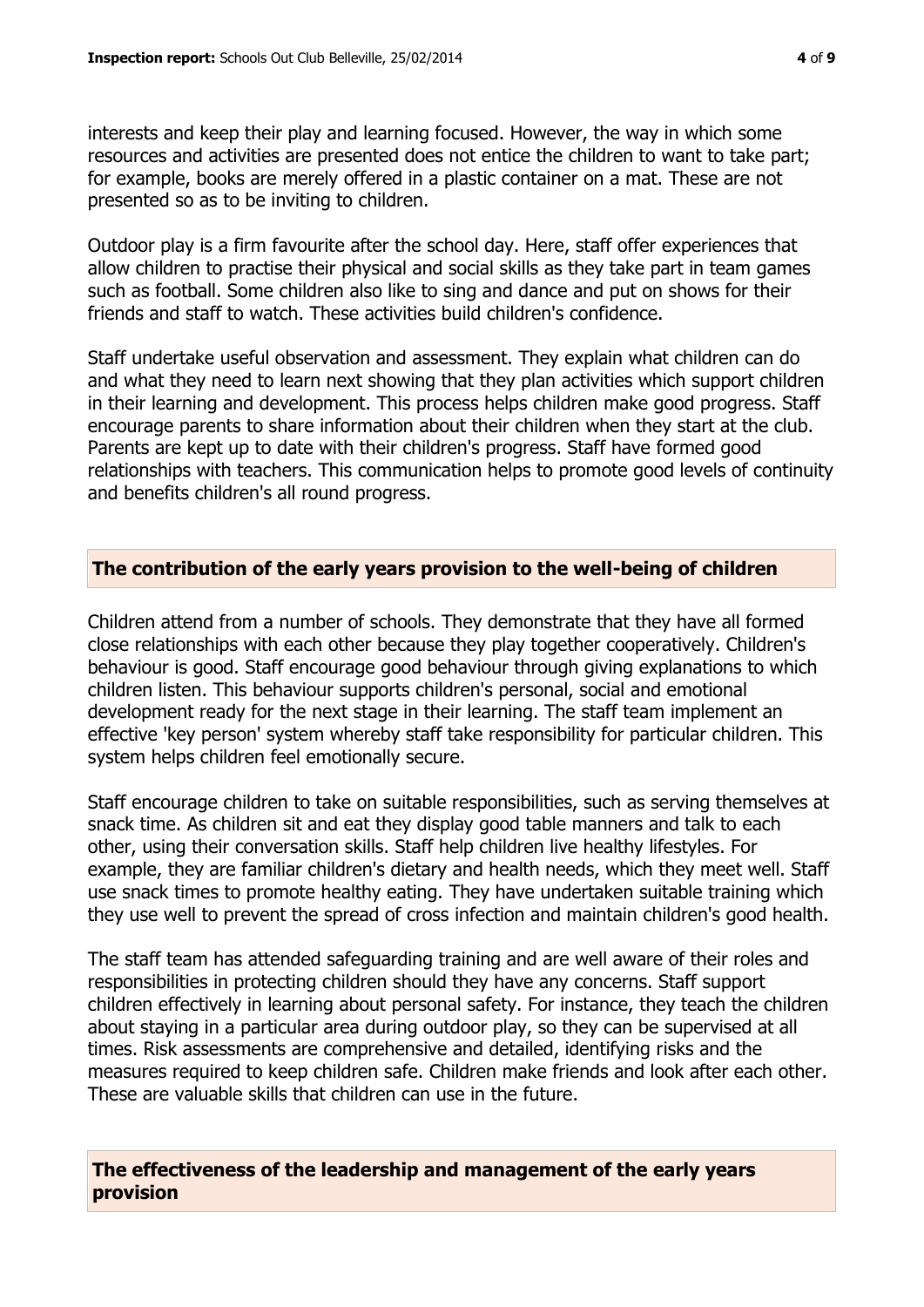interests and keep their play and learning focused. However, the way in which some resources and activities are presented does not entice the children to want to take part; for example, books are merely offered in a plastic container on a mat. These are not presented so as to be inviting to children.

Outdoor play is a firm favourite after the school day. Here, staff offer experiences that allow children to practise their physical and social skills as they take part in team games such as football. Some children also like to sing and dance and put on shows for their friends and staff to watch. These activities build children's confidence.

Staff undertake useful observation and assessment. They explain what children can do and what they need to learn next showing that they plan activities which support children in their learning and development. This process helps children make good progress. Staff encourage parents to share information about their children when they start at the club. Parents are kept up to date with their children's progress. Staff have formed good relationships with teachers. This communication helps to promote good levels of continuity and benefits children's all round progress.

## The contribution of the early years provision to the well-being of children

Children attend from a number of schools. They demonstrate that they have all formed close relationships with each other because they play together cooperatively. Children's behaviour is good. Staff encourage good behaviour through giving explanations to which children listen. This behaviour supports children's personal, social and emotional development ready for the next stage in their learning. The staff team implement an effective 'key person' system whereby staff take responsibility for particular children. This system helps children feel emotionally secure.

Staff encourage children to take on suitable responsibilities, such as serving themselves at snack time. As children sit and eat they display good table manners and talk to each other, using their conversation skills. Staff help children live healthy lifestyles. For example, they are familiar children's dietary and health needs, which they meet well. Staff use snack times to promote healthy eating. They have undertaken suitable training which they use well to prevent the spread of cross infection and maintain children's good health.

The staff team has attended safeguarding training and are well aware of their roles and responsibilities in protecting children should they have any concerns. Staff support children effectively in learning about personal safety. For instance, they teach the children about staying in a particular area during outdoor play, so they can be supervised at all times. Risk assessments are comprehensive and detailed, identifying risks and the measures required to keep children safe. Children make friends and look after each other. These are valuable skills that children can use in the future.

## The effectiveness of the leadership and management of the early years provision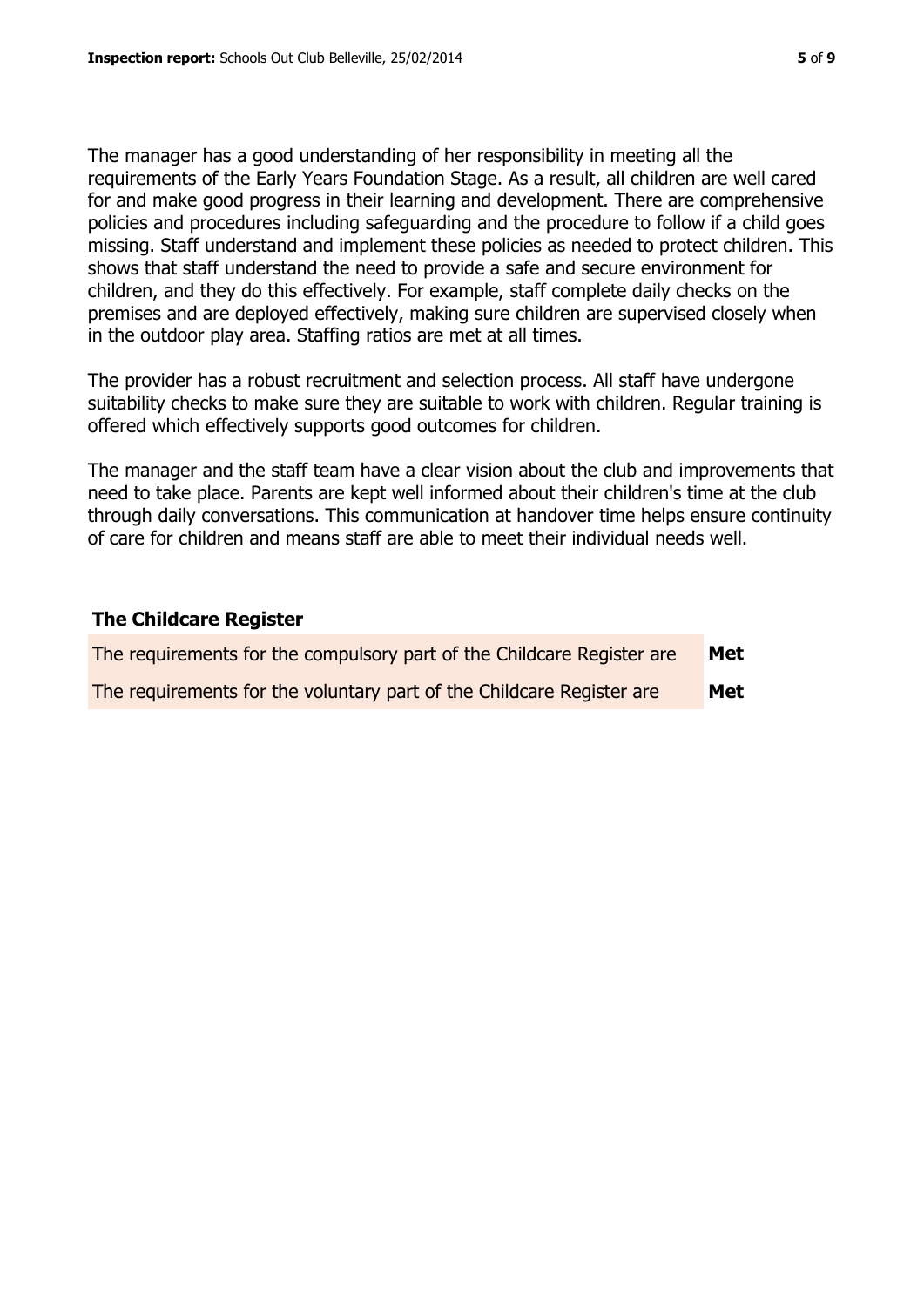The manager has a good understanding of her responsibility in meeting all the requirements of the Early Years Foundation Stage. As a result, all children are well cared for and make good progress in their learning and development. There are comprehensive policies and procedures including safeguarding and the procedure to follow if a child goes missing. Staff understand and implement these policies as needed to protect children. This shows that staff understand the need to provide a safe and secure environment for children, and they do this effectively. For example, staff complete daily checks on the premises and are deployed effectively, making sure children are supervised closely when in the outdoor play area. Staffing ratios are met at all times.

The provider has a robust recruitment and selection process. All staff have undergone suitability checks to make sure they are suitable to work with children. Regular training is offered which effectively supports good outcomes for children.

The manager and the staff team have a clear vision about the club and improvements that need to take place. Parents are kept well informed about their children's time at the club through daily conversations. This communication at handover time helps ensure continuity of care for children and means staff are able to meet their individual needs well.

### The Childcare Register

| | |
|---|---|
| The requirements for the compulsory part of the Childcare Register are | **Met** |
| The requirements for the voluntary part of the Childcare Register are | **Met** |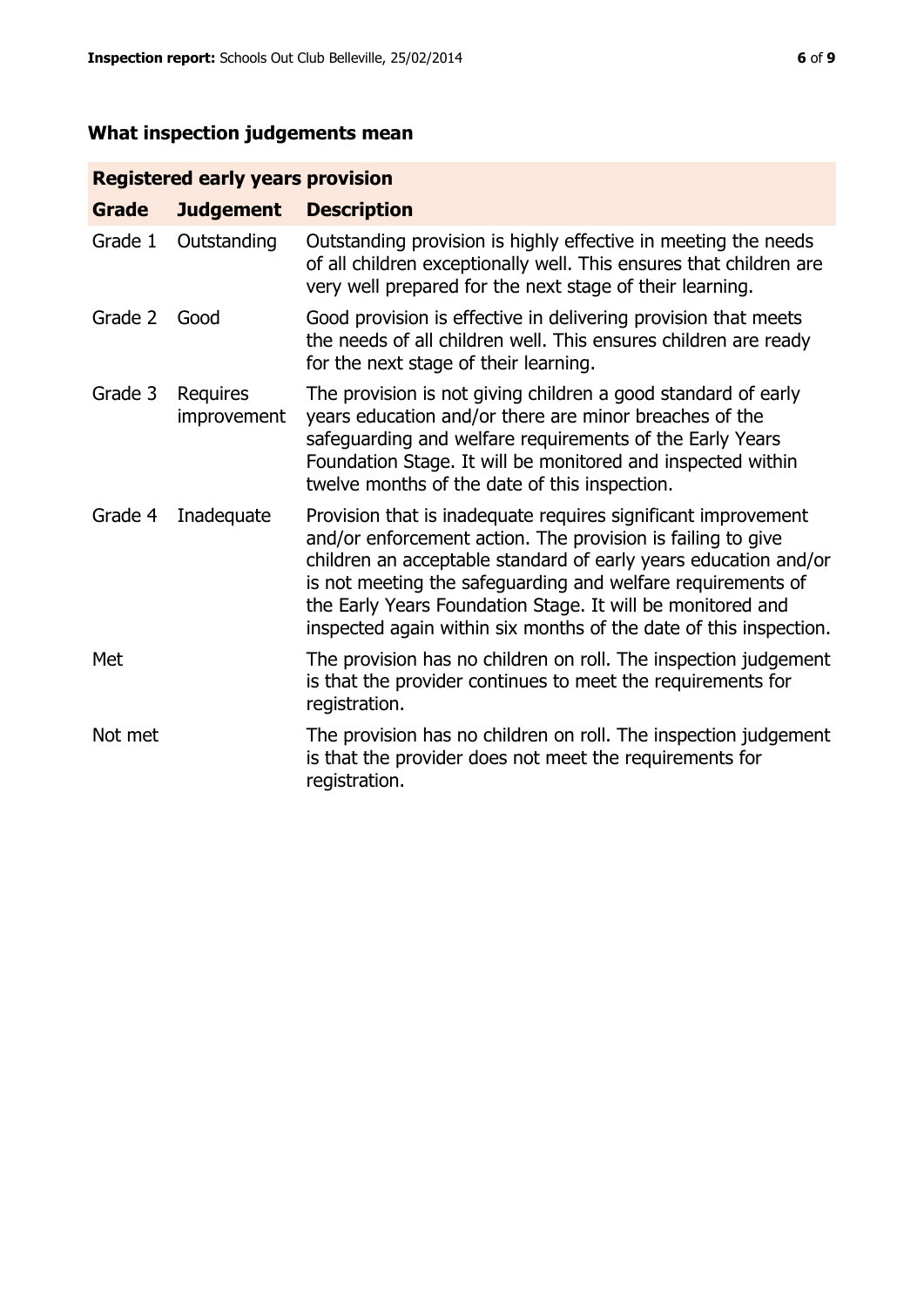## What inspection judgements mean

| Registered early years provision | | |
| --- | --- | --- |
| **Grade** | **Judgement** | **Description** |
| Grade 1 | Outstanding | Outstanding provision is highly effective in meeting the needs of all children exceptionally well. This ensures that children are very well prepared for the next stage of their learning. |
| Grade 2 | Good | Good provision is effective in delivering provision that meets the needs of all children well. This ensures children are ready for the next stage of their learning. |
| Grade 3 | Requires improvement | The provision is not giving children a good standard of early years education and/or there are minor breaches of the safeguarding and welfare requirements of the Early Years Foundation Stage. It will be monitored and inspected within twelve months of the date of this inspection. |
| Grade 4 | Inadequate | Provision that is inadequate requires significant improvement and/or enforcement action. The provision is failing to give children an acceptable standard of early years education and/or is not meeting the safeguarding and welfare requirements of the Early Years Foundation Stage. It will be monitored and inspected again within six months of the date of this inspection. |
| Met | | The provision has no children on roll. The inspection judgement is that the provider continues to meet the requirements for registration. |
| Not met | | The provision has no children on roll. The inspection judgement is that the provider does not meet the requirements for registration. |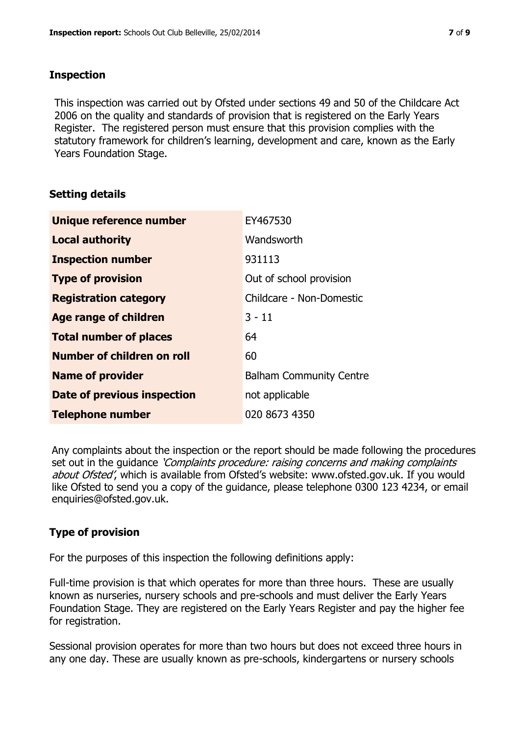## Inspection

This inspection was carried out by Ofsted under sections 49 and 50 of the Childcare Act 2006 on the quality and standards of provision that is registered on the Early Years Register. The registered person must ensure that this provision complies with the statutory framework for children's learning, development and care, known as the Early Years Foundation Stage.

## Setting details

| | |
|---|---|
| **Unique reference number** | EY467530 |
| **Local authority** | Wandsworth |
| **Inspection number** | 931113 |
| **Type of provision** | Out of school provision |
| **Registration category** | Childcare - Non-Domestic |
| **Age range of children** | 3 - 11 |
| **Total number of places** | 64 |
| **Number of children on roll** | 60 |
| **Name of provider** | Balham Community Centre |
| **Date of previous inspection** | not applicable |
| **Telephone number** | 020 8673 4350 |

Any complaints about the inspection or the report should be made following the procedures set out in the guidance *'Complaints procedure: raising concerns and making complaints about Ofsted'*, which is available from Ofsted's website: www.ofsted.gov.uk. If you would like Ofsted to send you a copy of the guidance, please telephone 0300 123 4234, or email enquiries@ofsted.gov.uk.

## Type of provision

For the purposes of this inspection the following definitions apply:

Full-time provision is that which operates for more than three hours. These are usually known as nurseries, nursery schools and pre-schools and must deliver the Early Years Foundation Stage. They are registered on the Early Years Register and pay the higher fee for registration.

Sessional provision operates for more than two hours but does not exceed three hours in any one day. These are usually known as pre-schools, kindergartens or nursery schools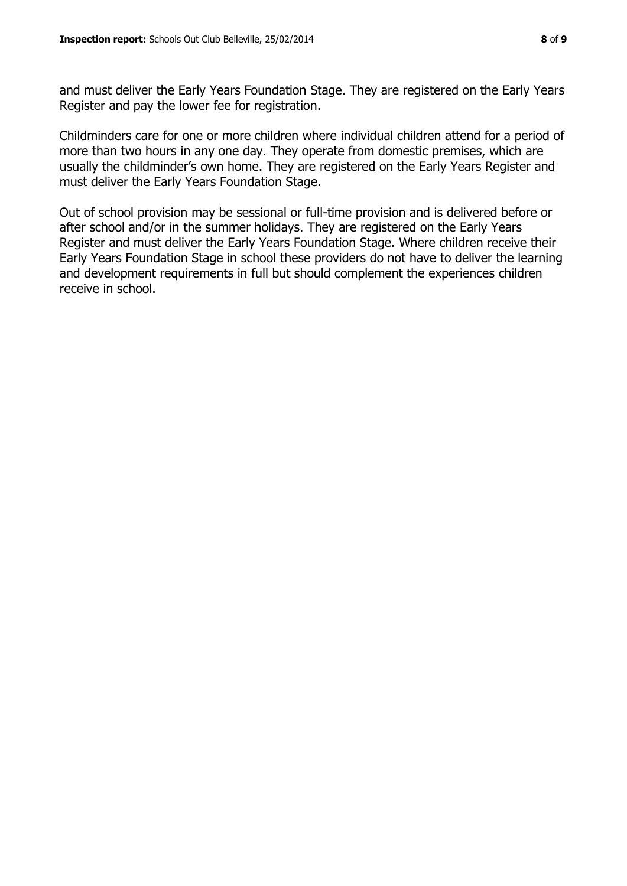and must deliver the Early Years Foundation Stage. They are registered on the Early Years Register and pay the lower fee for registration.

Childminders care for one or more children where individual children attend for a period of more than two hours in any one day. They operate from domestic premises, which are usually the childminder's own home. They are registered on the Early Years Register and must deliver the Early Years Foundation Stage.

Out of school provision may be sessional or full-time provision and is delivered before or after school and/or in the summer holidays. They are registered on the Early Years Register and must deliver the Early Years Foundation Stage. Where children receive their Early Years Foundation Stage in school these providers do not have to deliver the learning and development requirements in full but should complement the experiences children receive in school.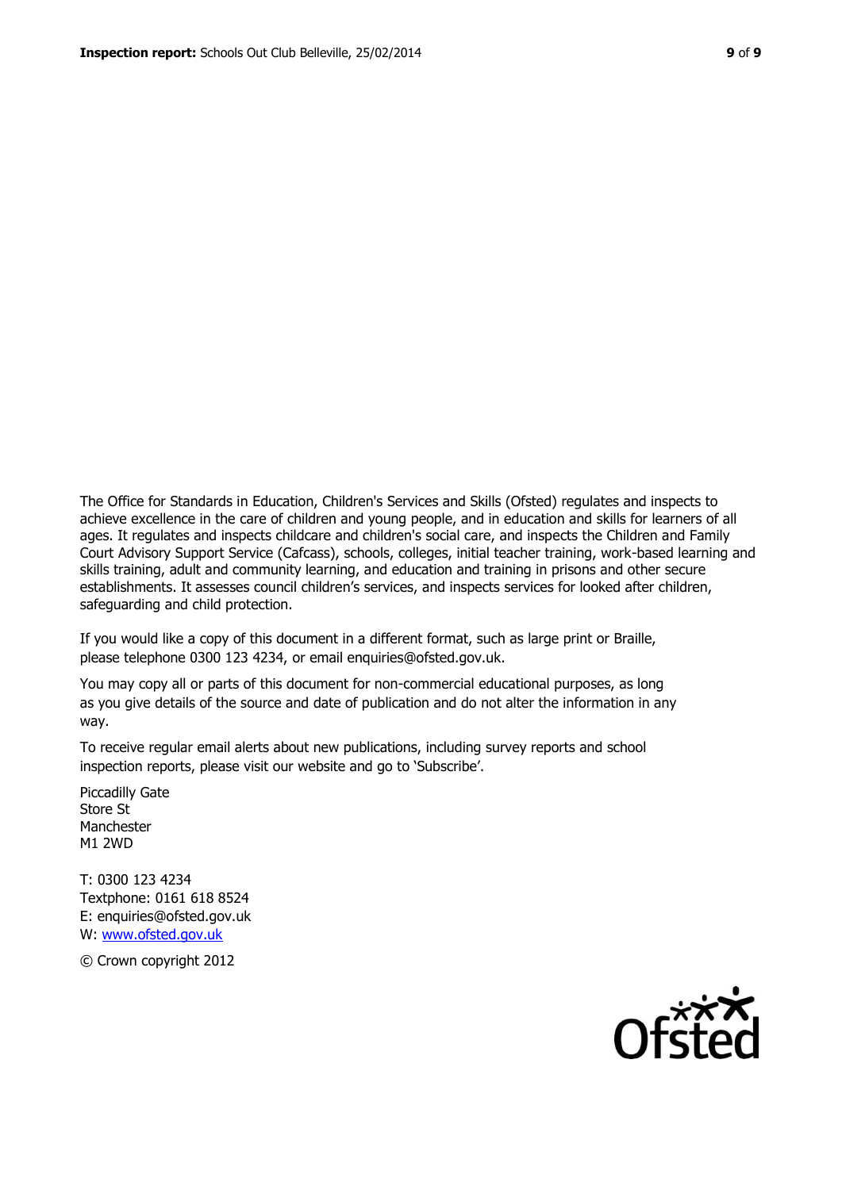The Office for Standards in Education, Children's Services and Skills (Ofsted) regulates and inspects to achieve excellence in the care of children and young people, and in education and skills for learners of all ages. It regulates and inspects childcare and children's social care, and inspects the Children and Family Court Advisory Support Service (Cafcass), schools, colleges, initial teacher training, work-based learning and skills training, adult and community learning, and education and training in prisons and other secure establishments. It assesses council children's services, and inspects services for looked after children, safeguarding and child protection.

If you would like a copy of this document in a different format, such as large print or Braille, please telephone 0300 123 4234, or email enquiries@ofsted.gov.uk.

You may copy all or parts of this document for non-commercial educational purposes, as long as you give details of the source and date of publication and do not alter the information in any way.

To receive regular email alerts about new publications, including survey reports and school inspection reports, please visit our website and go to 'Subscribe'.

Piccadilly Gate
Store St
Manchester
M1 2WD

T: 0300 123 4234
Textphone: 0161 618 8524
E: enquiries@ofsted.gov.uk
W: [www.ofsted.gov.uk](http://www.ofsted.gov.uk)

© Crown copyright 2012